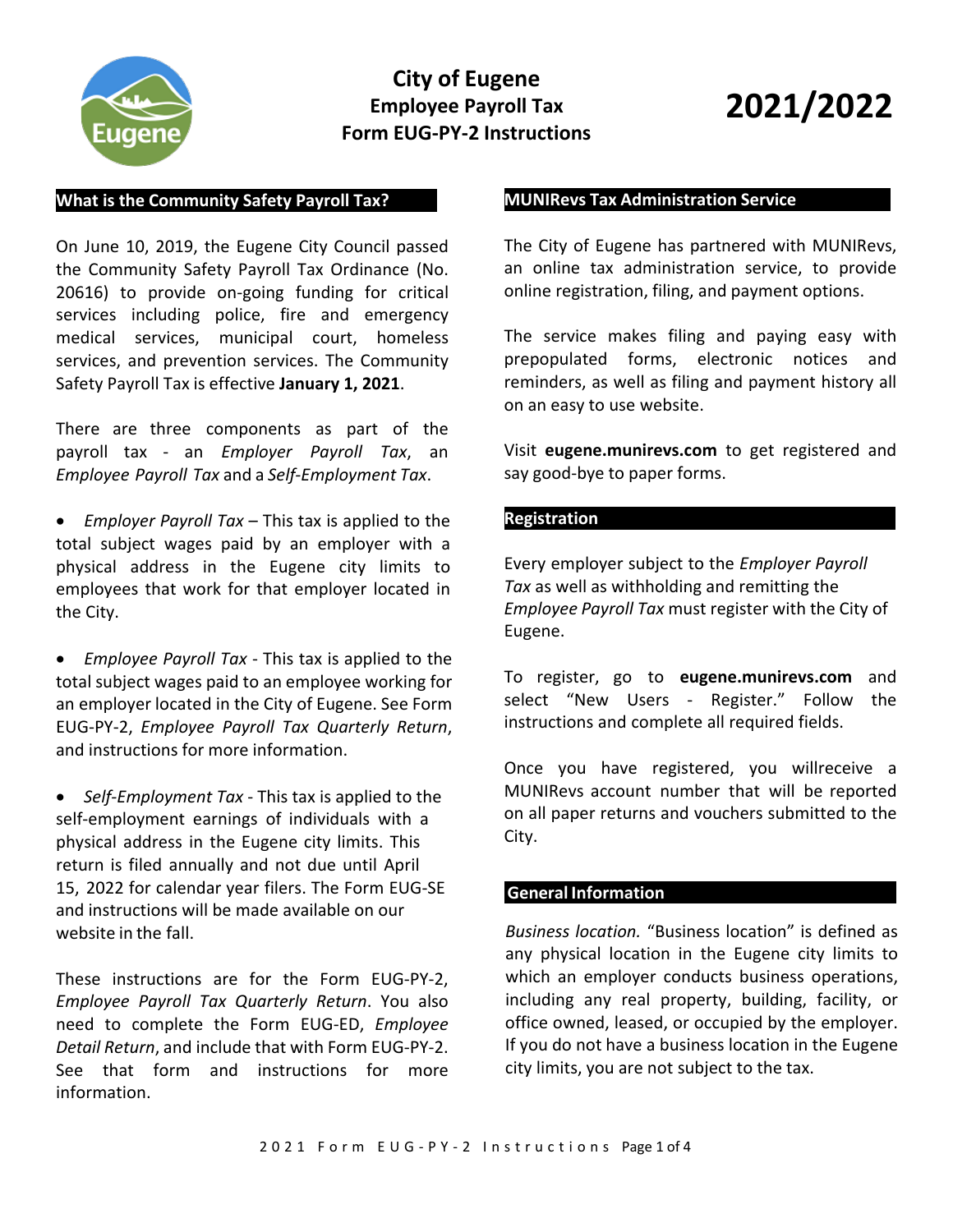# City of Eugene Employee Payroll Tax Form EUG-PY-2 Instructions

# 2021/2022

## What is the Community Safety Payroll Tax?

On June 10, 2019, the Eugene City Council passed the Community Safety Payroll Tax Ordinance (No. 20616) to provide on-going funding for critical services including police, fire and emergency medical services, municipal court, homeless services, and prevention services. The Community Safety Payroll Tax is effective **January 1, 2021**.

There are three components as part of the payroll tax - an *Employer Payroll Tax*, an *Employee Payroll Tax* and a *Self-Employment Tax*.

- *Employer Payroll Tax* – This tax is applied to the total subject wages paid by an employer with a physical address in the Eugene city limits to employees that work for that employer located in the City.
- *Employee Payroll Tax* - This tax is applied to the total subject wages paid to an employee working for an employer located in the City of Eugene. See Form EUG-PY-2, *Employee Payroll Tax Quarterly Return*, and instructions for more information.
- *Self-Employment Tax* - This tax is applied to the self-employment earnings of individuals with a physical address in the Eugene city limits. This return is filed annually and not due until April 15, 2022 for calendar year filers. The Form EUG-SE and instructions will be made available on our website in the fall.

These instructions are for the Form EUG-PY-2, *Employee Payroll Tax Quarterly Return*. You also need to complete the Form EUG-ED, *Employee Detail Return*, and include that with Form EUG-PY-2. See that form and instructions for more information.

## MUNIRevs Tax Administration Service

The City of Eugene has partnered with MUNIRevs, an online tax administration service, to provide online registration, filing, and payment options.

The service makes filing and paying easy with prepopulated forms, electronic notices and reminders, as well as filing and payment history all on an easy to use website.

Visit **eugene.munirevs.com** to get registered and say good-bye to paper forms.

## Registration

Every employer subject to the *Employer Payroll Tax* as well as withholding and remitting the *Employee Payroll Tax* must register with the City of Eugene.

To register, go to **eugene.munirevs.com** and select "New Users - Register." Follow the instructions and complete all required fields.

Once you have registered, you willreceive a MUNIRevs account number that will be reported on all paper returns and vouchers submitted to the City.

## General Information

*Business location.* "Business location" is defined as any physical location in the Eugene city limits to which an employer conducts business operations, including any real property, building, facility, or office owned, leased, or occupied by the employer. If you do not have a business location in the Eugene city limits, you are not subject to the tax.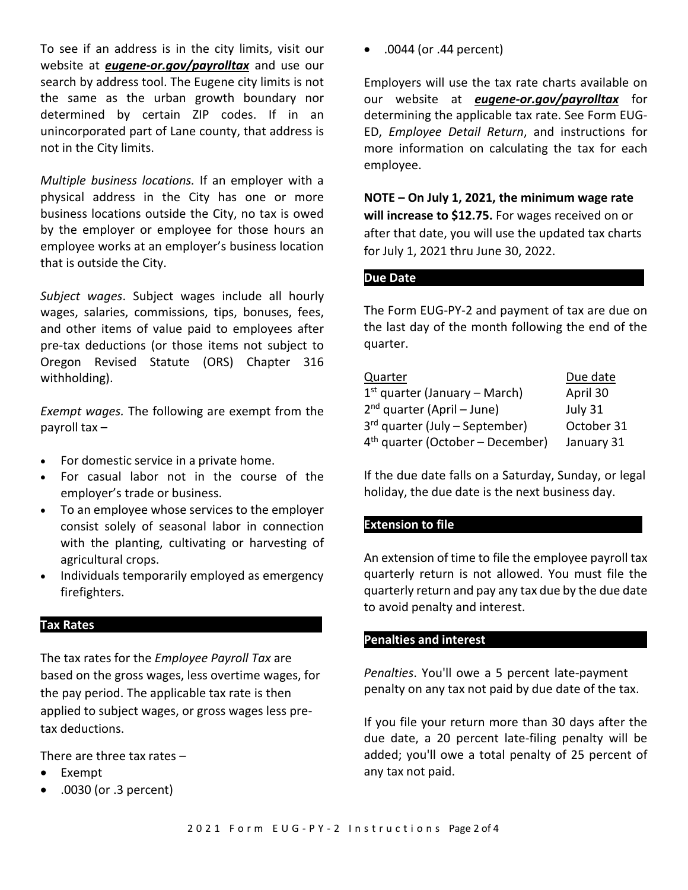To see if an address is in the city limits, visit our website at ***eugene-or.gov/payrolltax*** and use our search by address tool. The Eugene city limits is not the same as the urban growth boundary nor determined by certain ZIP codes. If in an unincorporated part of Lane county, that address is not in the City limits.

*Multiple business locations.* If an employer with a physical address in the City has one or more business locations outside the City, no tax is owed by the employer or employee for those hours an employee works at an employer's business location that is outside the City.

*Subject wages*. Subject wages include all hourly wages, salaries, commissions, tips, bonuses, fees, and other items of value paid to employees after pre-tax deductions (or those items not subject to Oregon Revised Statute (ORS) Chapter 316 withholding).

*Exempt wages.* The following are exempt from the payroll tax –

- For domestic service in a private home.
- For casual labor not in the course of the employer's trade or business.
- To an employee whose services to the employer consist solely of seasonal labor in connection with the planting, cultivating or harvesting of agricultural crops.
- Individuals temporarily employed as emergency firefighters.

## Tax Rates

The tax rates for the *Employee Payroll Tax* are based on the gross wages, less overtime wages, for the pay period. The applicable tax rate is then applied to subject wages, or gross wages less pre-tax deductions.

There are three tax rates –

- Exempt
- .0030 (or .3 percent)
- .0044 (or .44 percent)

Employers will use the tax rate charts available on our website at ***eugene-or.gov/payrolltax*** for determining the applicable tax rate. See Form EUG-ED, *Employee Detail Return*, and instructions for more information on calculating the tax for each employee.

**NOTE – On July 1, 2021, the minimum wage rate will increase to $12.75.** For wages received on or after that date, you will use the updated tax charts for July 1, 2021 thru June 30, 2022.

## Due Date

The Form EUG-PY-2 and payment of tax are due on the last day of the month following the end of the quarter.

| Quarter | Due date |
|---|---|
| 1st quarter (January – March) | April 30 |
| 2nd quarter (April – June) | July 31 |
| 3rd quarter (July – September) | October 31 |
| 4th quarter (October – December) | January 31 |

If the due date falls on a Saturday, Sunday, or legal holiday, the due date is the next business day.

## Extension to file

An extension of time to file the employee payroll tax quarterly return is not allowed. You must file the quarterly return and pay any tax due by the due date to avoid penalty and interest.

## Penalties and interest

*Penalties*. You'll owe a 5 percent late-payment penalty on any tax not paid by due date of the tax.

If you file your return more than 30 days after the due date, a 20 percent late-filing penalty will be added; you'll owe a total penalty of 25 percent of any tax not paid.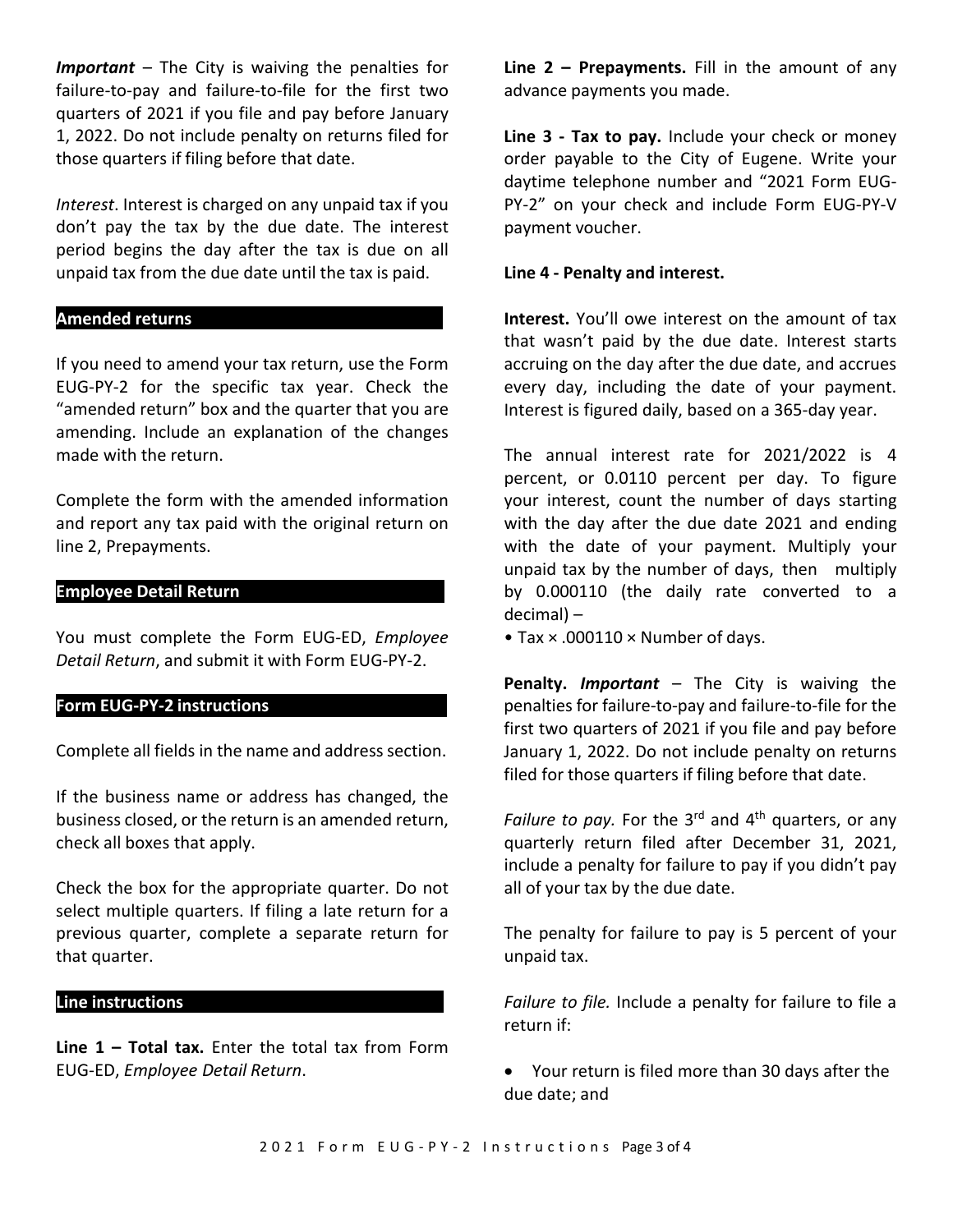***Important*** – The City is waiving the penalties for failure-to-pay and failure-to-file for the first two quarters of 2021 if you file and pay before January 1, 2022. Do not include penalty on returns filed for those quarters if filing before that date.

*Interest*. Interest is charged on any unpaid tax if you don't pay the tax by the due date. The interest period begins the day after the tax is due on all unpaid tax from the due date until the tax is paid.

### Amended returns

If you need to amend your tax return, use the Form EUG-PY-2 for the specific tax year. Check the "amended return" box and the quarter that you are amending. Include an explanation of the changes made with the return.

Complete the form with the amended information and report any tax paid with the original return on line 2, Prepayments.

### Employee Detail Return

You must complete the Form EUG-ED, *Employee Detail Return*, and submit it with Form EUG-PY-2.

### Form EUG-PY-2 instructions

Complete all fields in the name and address section.

If the business name or address has changed, the business closed, or the return is an amended return, check all boxes that apply.

Check the box for the appropriate quarter. Do not select multiple quarters. If filing a late return for a previous quarter, complete a separate return for that quarter.

### Line instructions

**Line 1 – Total tax.** Enter the total tax from Form EUG-ED, *Employee Detail Return*.

**Line 2 – Prepayments.** Fill in the amount of any advance payments you made.

**Line 3 - Tax to pay.** Include your check or money order payable to the City of Eugene. Write your daytime telephone number and "2021 Form EUG-PY-2" on your check and include Form EUG-PY-V payment voucher.

**Line 4 - Penalty and interest.**

**Interest.** You'll owe interest on the amount of tax that wasn't paid by the due date. Interest starts accruing on the day after the due date, and accrues every day, including the date of your payment. Interest is figured daily, based on a 365-day year.

The annual interest rate for 2021/2022 is 4 percent, or 0.0110 percent per day. To figure your interest, count the number of days starting with the day after the due date 2021 and ending with the date of your payment. Multiply your unpaid tax by the number of days, then multiply by 0.000110 (the daily rate converted to a decimal) –

- Tax × .000110 × Number of days.

**Penalty.** ***Important*** – The City is waiving the penalties for failure-to-pay and failure-to-file for the first two quarters of 2021 if you file and pay before January 1, 2022. Do not include penalty on returns filed for those quarters if filing before that date.

*Failure to pay.* For the 3rd and 4th quarters, or any quarterly return filed after December 31, 2021, include a penalty for failure to pay if you didn't pay all of your tax by the due date.

The penalty for failure to pay is 5 percent of your unpaid tax.

*Failure to file.* Include a penalty for failure to file a return if:

- Your return is filed more than 30 days after the due date; and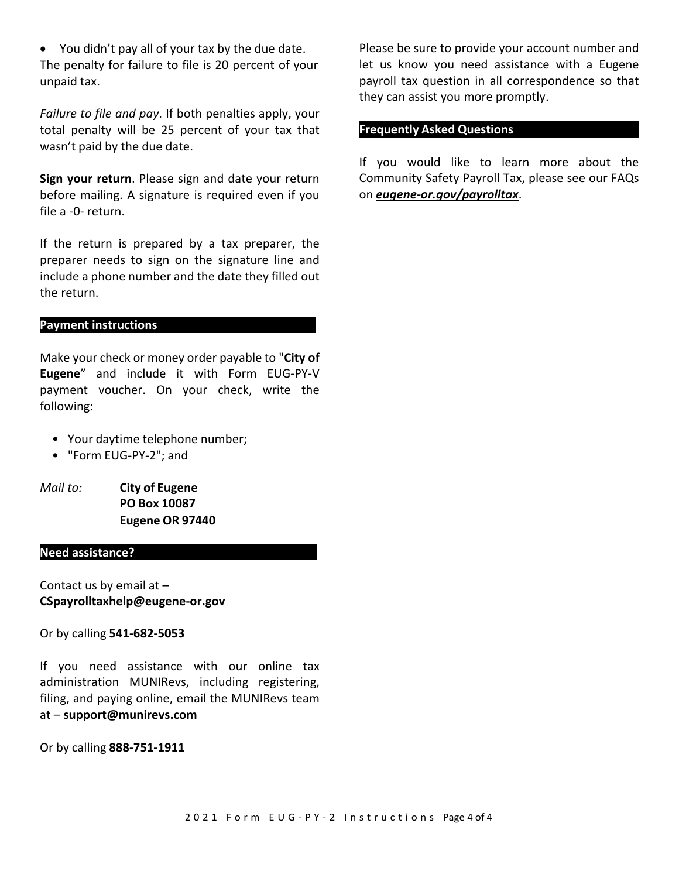- You didn't pay all of your tax by the due date.

The penalty for failure to file is 20 percent of your unpaid tax.

*Failure to file and pay*. If both penalties apply, your total penalty will be 25 percent of your tax that wasn't paid by the due date.

**Sign your return**. Please sign and date your return before mailing. A signature is required even if you file a -0- return.

If the return is prepared by a tax preparer, the preparer needs to sign on the signature line and include a phone number and the date they filled out the return.

## Payment instructions

Make your check or money order payable to "**City of Eugene**" and include it with Form EUG-PY-V payment voucher. On your check, write the following:

- Your daytime telephone number;
- "Form EUG-PY-2"; and

*Mail to:* **City of Eugene**
**PO Box 10087**
**Eugene OR 97440**

## Need assistance?

Contact us by email at – **CSpayrolltaxhelp@eugene-or.gov**

Or by calling **541-682-5053**

If you need assistance with our online tax administration MUNIRevs, including registering, filing, and paying online, email the MUNIRevs team at – **support@munirevs.com**

Or by calling **888-751-1911**

Please be sure to provide your account number and let us know you need assistance with a Eugene payroll tax question in all correspondence so that they can assist you more promptly.

## Frequently Asked Questions

If you would like to learn more about the Community Safety Payroll Tax, please see our FAQs on ***eugene-or.gov/payrolltax***.